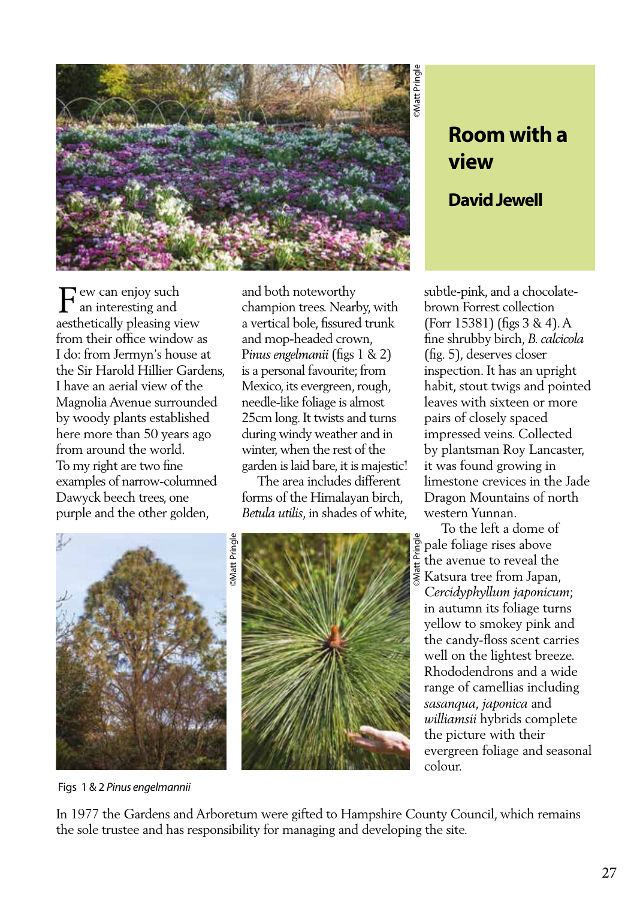# Room with a view

## David Jewell

Few can enjoy such an interesting and aesthetically pleasing view from their office window as I do: from Jermyn's house at the Sir Harold Hillier Gardens, I have an aerial view of the Magnolia Avenue surrounded by woody plants established here more than 50 years ago from around the world. To my right are two fine examples of narrow-columned Dawyck beech trees, one purple and the other golden, and both noteworthy champion trees. Nearby, with a vertical bole, fissured trunk and mop-headed crown, *Pinus engelmanii* (figs 1 & 2) is a personal favourite; from Mexico, its evergreen, rough, needle-like foliage is almost 25cm long. It twists and turns during windy weather and in winter, when the rest of the garden is laid bare, it is majestic!

The area includes different forms of the Himalayan birch, *Betula utilis*, in shades of white, subtle-pink, and a chocolate-brown Forrest collection (Forr 15381) (figs 3 & 4). A fine shrubby birch, *B. calcicola* (fig. 5), deserves closer inspection. It has an upright habit, stout twigs and pointed leaves with sixteen or more pairs of closely spaced impressed veins. Collected by plantsman Roy Lancaster, it was found growing in limestone crevices in the Jade Dragon Mountains of north western Yunnan.

To the left a dome of pale foliage rises above the avenue to reveal the Katsura tree from Japan, *Cercidyphyllum japonicum*; in autumn its foliage turns yellow to smokey pink and the candy-floss scent carries well on the lightest breeze. Rhododendrons and a wide range of camellias including *sasanqua*, *japonica* and *williamsii* hybrids complete the picture with their evergreen foliage and seasonal colour.

©Matt Pringle

Figs 1 & 2 *Pinus engelmannii*

In 1977 the Gardens and Arboretum were gifted to Hampshire County Council, which remains the sole trustee and has responsibility for managing and developing the site.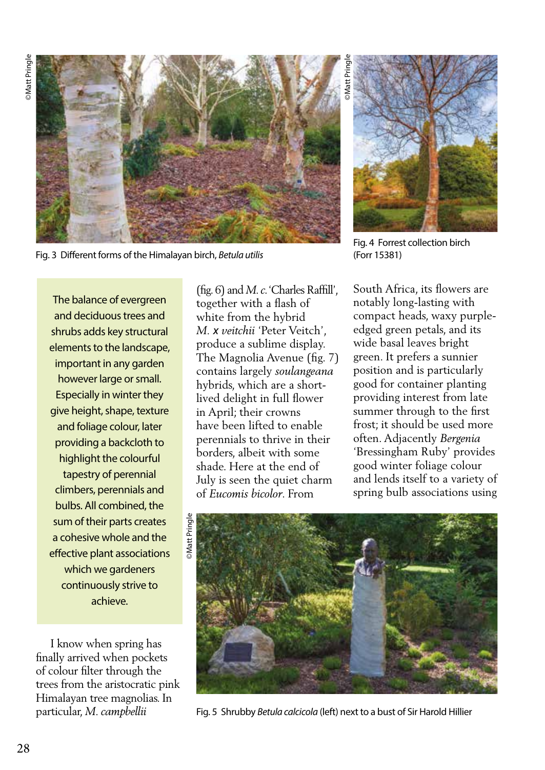Fig. 3 Different forms of the Himalayan birch, *Betula utilis*

Fig. 4 Forrest collection birch (Forr 15381)

> The balance of evergreen and deciduous trees and shrubs adds key structural elements to the landscape, important in any garden however large or small. Especially in winter they give height, shape, texture and foliage colour, later providing a backcloth to highlight the colourful tapestry of perennial climbers, perennials and bulbs. All combined, the sum of their parts creates a cohesive whole and the effective plant associations which we gardeners continuously strive to achieve.

I know when spring has finally arrived when pockets of colour filter through the trees from the aristocratic pink Himalayan tree magnolias. In particular, *M. campbellii* (fig. 6) and *M. c.* 'Charles Raffill', together with a flash of white from the hybrid *M.* x *veitchii* 'Peter Veitch', produce a sublime display. The Magnolia Avenue (fig. 7) contains largely *soulangeana* hybrids, which are a short-lived delight in full flower in April; their crowns have been lifted to enable perennials to thrive in their borders, albeit with some shade. Here at the end of July is seen the quiet charm of *Eucomis bicolor*. From South Africa, its flowers are notably long-lasting with compact heads, waxy purple-edged green petals, and its wide basal leaves bright green. It prefers a sunnier position and is particularly good for container planting providing interest from late summer through to the first frost; it should be used more often. Adjacently *Bergenia* 'Bressingham Ruby' provides good winter foliage colour and lends itself to a variety of spring bulb associations using

Fig. 5 Shrubby *Betula calcicola* (left) next to a bust of Sir Harold Hillier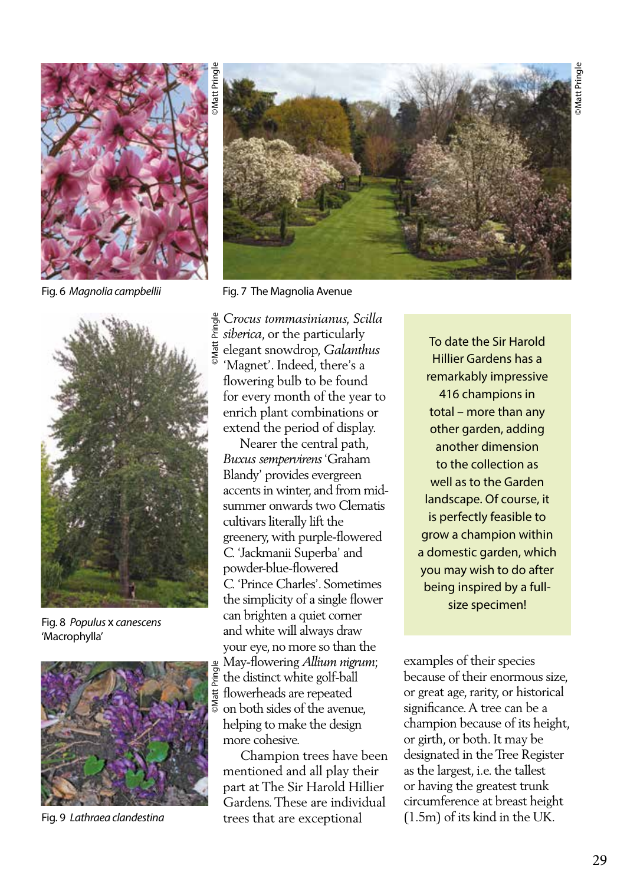Fig. 6 *Magnolia campbellii*

Fig. 7 The Magnolia Avenue

Fig. 8 *Populus* x *canescens* 'Macrophylla'

Fig. 9 *Lathraea clandestina*

*Crocus tommasinianus, Scilla siberica*, or the particularly elegant snowdrop, *Galanthus* 'Magnet'. Indeed, there's a flowering bulb to be found for every month of the year to enrich plant combinations or extend the period of display.

Nearer the central path, *Buxus sempervirens* 'Graham Blandy' provides evergreen accents in winter, and from mid-summer onwards two Clematis cultivars literally lift the greenery, with purple-flowered C. 'Jackmanii Superba' and powder-blue-flowered C. 'Prince Charles'. Sometimes the simplicity of a single flower can brighten a quiet corner and white will always draw your eye, no more so than the May-flowering *Allium nigrum*; the distinct white golf-ball flowerheads are repeated on both sides of the avenue, helping to make the design more cohesive.

Champion trees have been mentioned and all play their part at The Sir Harold Hillier Gardens. These are individual trees that are exceptional examples of their species because of their enormous size, or great age, rarity, or historical significance. A tree can be a champion because of its height, or girth, or both. It may be designated in the Tree Register as the largest, i.e. the tallest or having the greatest trunk circumference at breast height (1.5m) of its kind in the UK.

> To date the Sir Harold Hillier Gardens has a remarkably impressive 416 champions in total – more than any other garden, adding another dimension to the collection as well as to the Garden landscape. Of course, it is perfectly feasible to grow a champion within a domestic garden, which you may wish to do after being inspired by a full-size specimen!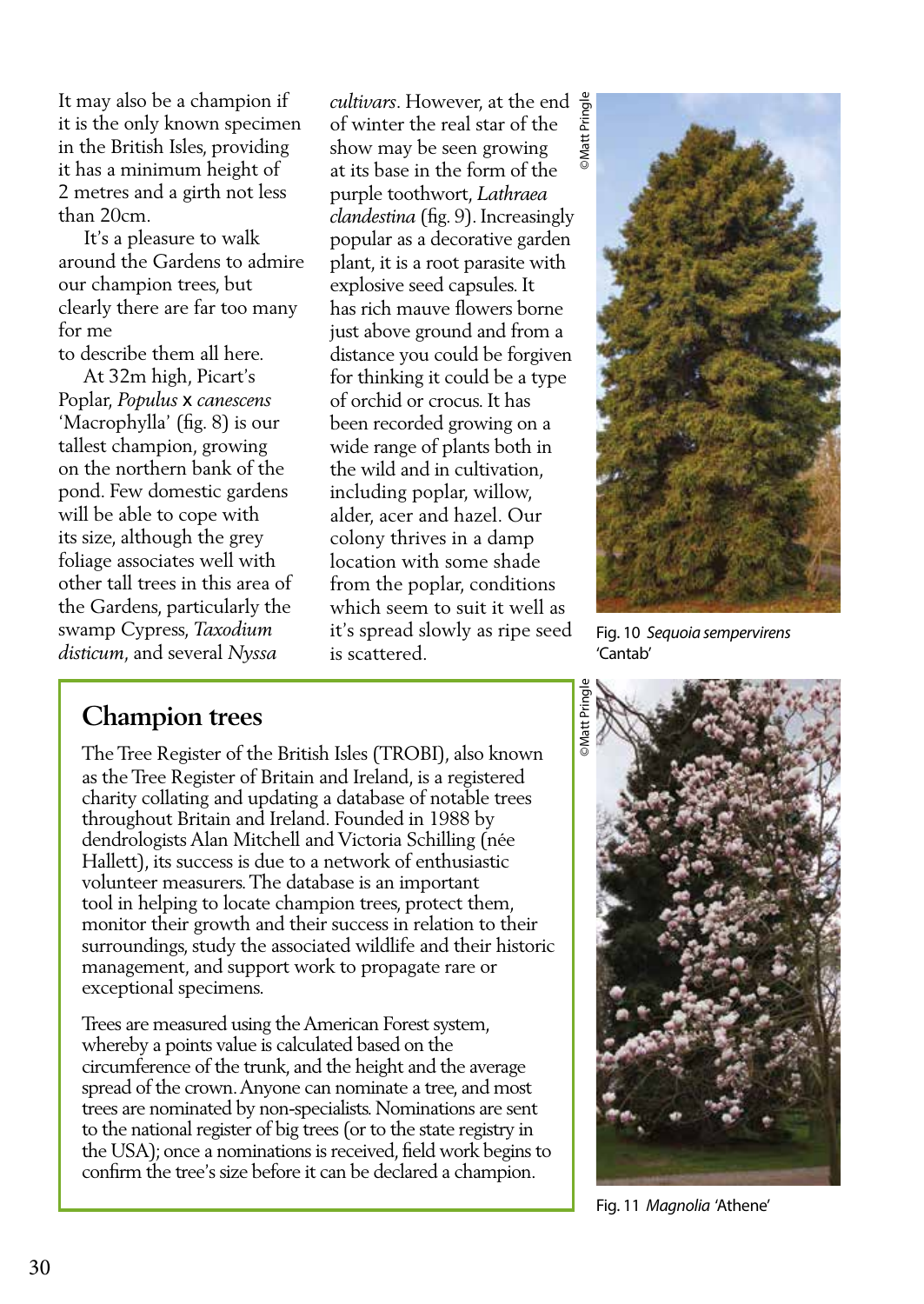It may also be a champion if it is the only known specimen in the British Isles, providing it has a minimum height of 2 metres and a girth not less than 20cm.

It's a pleasure to walk around the Gardens to admire our champion trees, but clearly there are far too many for me to describe them all here.

At 32m high, Picart's Poplar, *Populus* x *canescens* 'Macrophylla' (fig. 8) is our tallest champion, growing on the northern bank of the pond. Few domestic gardens will be able to cope with its size, although the grey foliage associates well with other tall trees in this area of the Gardens, particularly the swamp Cypress, *Taxodium disticum*, and several *Nyssa cultivars*. However, at the end of winter the real star of the show may be seen growing at its base in the form of the purple toothwort, *Lathraea clandestina* (fig. 9). Increasingly popular as a decorative garden plant, it is a root parasite with explosive seed capsules. It has rich mauve flowers borne just above ground and from a distance you could be forgiven for thinking it could be a type of orchid or crocus. It has been recorded growing on a wide range of plants both in the wild and in cultivation, including poplar, willow, alder, acer and hazel. Our colony thrives in a damp location with some shade from the poplar, conditions which seem to suit it well as it's spread slowly as ripe seed is scattered.

©Matt Pringle

Fig. 10 *Sequoia sempervirens* 'Cantab'

## Champion trees

The Tree Register of the British Isles (TROBI), also known as the Tree Register of Britain and Ireland, is a registered charity collating and updating a database of notable trees throughout Britain and Ireland. Founded in 1988 by dendrologists Alan Mitchell and Victoria Schilling (née Hallett), its success is due to a network of enthusiastic volunteer measurers. The database is an important tool in helping to locate champion trees, protect them, monitor their growth and their success in relation to their surroundings, study the associated wildlife and their historic management, and support work to propagate rare or exceptional specimens.

Trees are measured using the American Forest system, whereby a points value is calculated based on the circumference of the trunk, and the height and the average spread of the crown. Anyone can nominate a tree, and most trees are nominated by non-specialists. Nominations are sent to the national register of big trees (or to the state registry in the USA); once a nominations is received, field work begins to confirm the tree's size before it can be declared a champion.

©Matt Pringle

Fig. 11 *Magnolia* 'Athene'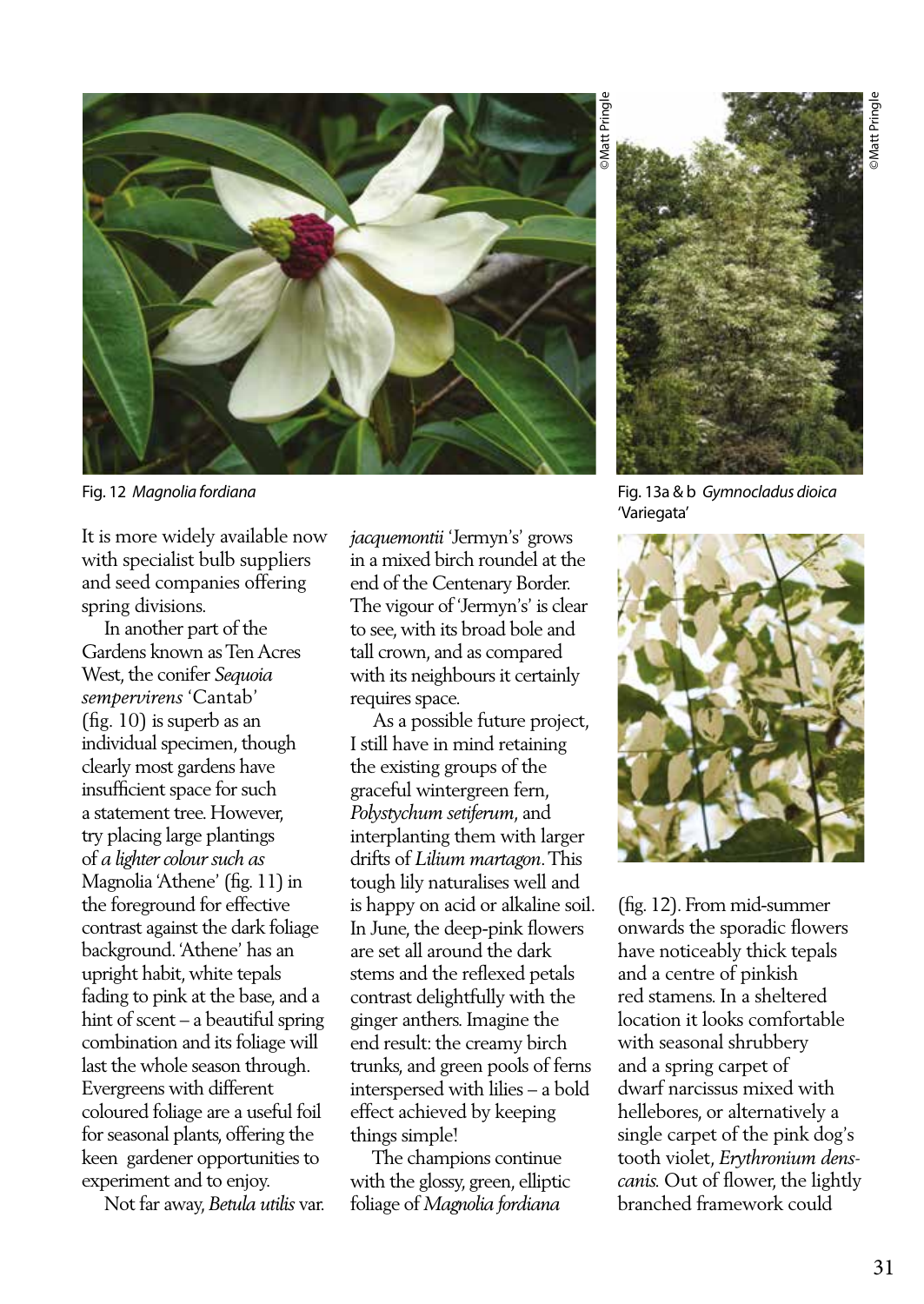Fig. 12 *Magnolia fordiana*

Fig. 13a & b *Gymnocladus dioica* 'Variegata'

It is more widely available now with specialist bulb suppliers and seed companies offering spring divisions.

In another part of the Gardens known as Ten Acres West, the conifer *Sequoia sempervirens* 'Cantab' (fig. 10) is superb as an individual specimen, though clearly most gardens have insufficient space for such a statement tree. However, try placing large plantings of *a lighter colour such as* Magnolia 'Athene' (fig. 11) in the foreground for effective contrast against the dark foliage background. 'Athene' has an upright habit, white tepals fading to pink at the base, and a hint of scent – a beautiful spring combination and its foliage will last the whole season through. Evergreens with different coloured foliage are a useful foil for seasonal plants, offering the keen gardener opportunities to experiment and to enjoy.

Not far away, *Betula utilis* var. *jacquemontii* 'Jermyn's' grows in a mixed birch roundel at the end of the Centenary Border. The vigour of 'Jermyn's' is clear to see, with its broad bole and tall crown, and as compared with its neighbours it certainly requires space.

As a possible future project, I still have in mind retaining the existing groups of the graceful wintergreen fern, *Polystychum setiferum*, and interplanting them with larger drifts of *Lilium martagon*. This tough lily naturalises well and is happy on acid or alkaline soil. In June, the deep-pink flowers are set all around the dark stems and the reflexed petals contrast delightfully with the ginger anthers. Imagine the end result: the creamy birch trunks, and green pools of ferns interspersed with lilies – a bold effect achieved by keeping things simple!

The champions continue with the glossy, green, elliptic foliage of *Magnolia fordiana* (fig. 12). From mid-summer onwards the sporadic flowers have noticeably thick tepals and a centre of pinkish red stamens. In a sheltered location it looks comfortable with seasonal shrubbery and a spring carpet of dwarf narcissus mixed with hellebores, or alternatively a single carpet of the pink dog's tooth violet, *Erythronium dens-canis.* Out of flower, the lightly branched framework could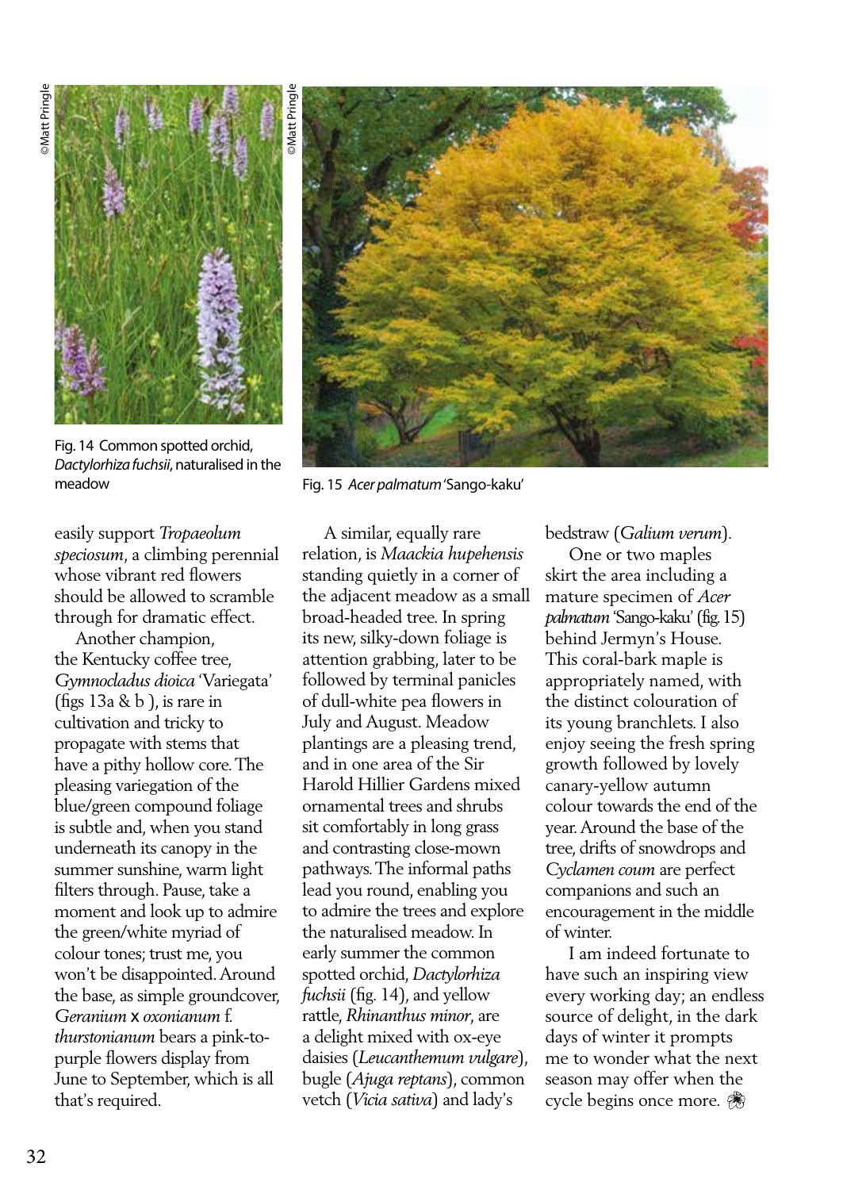Fig. 14 Common spotted orchid, *Dactylorhiza fuchsii*, naturalised in the meadow

Fig. 15 *Acer palmatum* 'Sango-kaku'

easily support *Tropaeolum speciosum*, a climbing perennial whose vibrant red flowers should be allowed to scramble through for dramatic effect.

Another champion, the Kentucky coffee tree, *Gymnocladus dioica* 'Variegata' (figs 13a & b ), is rare in cultivation and tricky to propagate with stems that have a pithy hollow core. The pleasing variegation of the blue/green compound foliage is subtle and, when you stand underneath its canopy in the summer sunshine, warm light filters through. Pause, take a moment and look up to admire the green/white myriad of colour tones; trust me, you won't be disappointed. Around the base, as simple groundcover, *Geranium* x *oxonianum* f. *thurstonianum* bears a pink-to-purple flowers display from June to September, which is all that's required.

A similar, equally rare relation, is *Maackia hupehensis* standing quietly in a corner of the adjacent meadow as a small broad-headed tree. In spring its new, silky-down foliage is attention grabbing, later to be followed by terminal panicles of dull-white pea flowers in July and August. Meadow plantings are a pleasing trend, and in one area of the Sir Harold Hillier Gardens mixed ornamental trees and shrubs sit comfortably in long grass and contrasting close-mown pathways. The informal paths lead you round, enabling you to admire the trees and explore the naturalised meadow. In early summer the common spotted orchid, *Dactylorhiza fuchsii* (fig. 14), and yellow rattle, *Rhinanthus minor*, are a delight mixed with ox-eye daisies (*Leucanthemum vulgare*), bugle (*Ajuga reptans*), common vetch (*Vicia sativa*) and lady's bedstraw (*Galium verum*).

One or two maples skirt the area including a mature specimen of *Acer palmatum* 'Sango-kaku' (fig. 15) behind Jermyn's House. This coral-bark maple is appropriately named, with the distinct colouration of its young branchlets. I also enjoy seeing the fresh spring growth followed by lovely canary-yellow autumn colour towards the end of the year. Around the base of the tree, drifts of snowdrops and *Cyclamen coum* are perfect companions and such an encouragement in the middle of winter.

I am indeed fortunate to have such an inspiring view every working day; an endless source of delight, in the dark days of winter it prompts me to wonder what the next season may offer when the cycle begins once more. ❀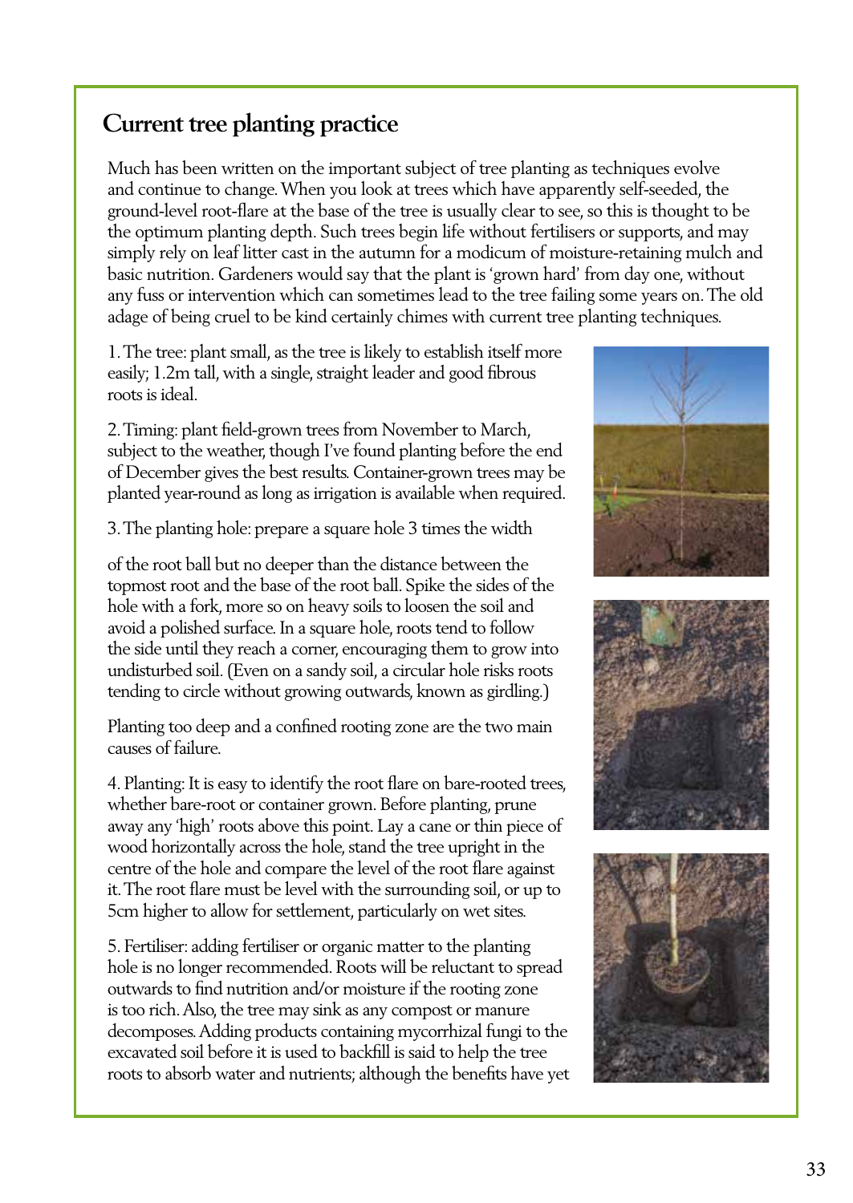## Current tree planting practice

Much has been written on the important subject of tree planting as techniques evolve and continue to change. When you look at trees which have apparently self-seeded, the ground-level root-flare at the base of the tree is usually clear to see, so this is thought to be the optimum planting depth. Such trees begin life without fertilisers or supports, and may simply rely on leaf litter cast in the autumn for a modicum of moisture-retaining mulch and basic nutrition. Gardeners would say that the plant is 'grown hard' from day one, without any fuss or intervention which can sometimes lead to the tree failing some years on. The old adage of being cruel to be kind certainly chimes with current tree planting techniques.

1. The tree: plant small, as the tree is likely to establish itself more easily; 1.2m tall, with a single, straight leader and good fibrous roots is ideal.

2. Timing: plant field-grown trees from November to March, subject to the weather, though I've found planting before the end of December gives the best results. Container-grown trees may be planted year-round as long as irrigation is available when required.

3. The planting hole: prepare a square hole 3 times the width of the root ball but no deeper than the distance between the topmost root and the base of the root ball. Spike the sides of the hole with a fork, more so on heavy soils to loosen the soil and avoid a polished surface. In a square hole, roots tend to follow the side until they reach a corner, encouraging them to grow into undisturbed soil. (Even on a sandy soil, a circular hole risks roots tending to circle without growing outwards, known as girdling.)

Planting too deep and a confined rooting zone are the two main causes of failure.

4. Planting: It is easy to identify the root flare on bare-rooted trees, whether bare-root or container grown. Before planting, prune away any 'high' roots above this point. Lay a cane or thin piece of wood horizontally across the hole, stand the tree upright in the centre of the hole and compare the level of the root flare against it. The root flare must be level with the surrounding soil, or up to 5cm higher to allow for settlement, particularly on wet sites.

5. Fertiliser: adding fertiliser or organic matter to the planting hole is no longer recommended. Roots will be reluctant to spread outwards to find nutrition and/or moisture if the rooting zone is too rich. Also, the tree may sink as any compost or manure decomposes. Adding products containing mycorrhizal fungi to the excavated soil before it is used to backfill is said to help the tree roots to absorb water and nutrients; although the benefits have yet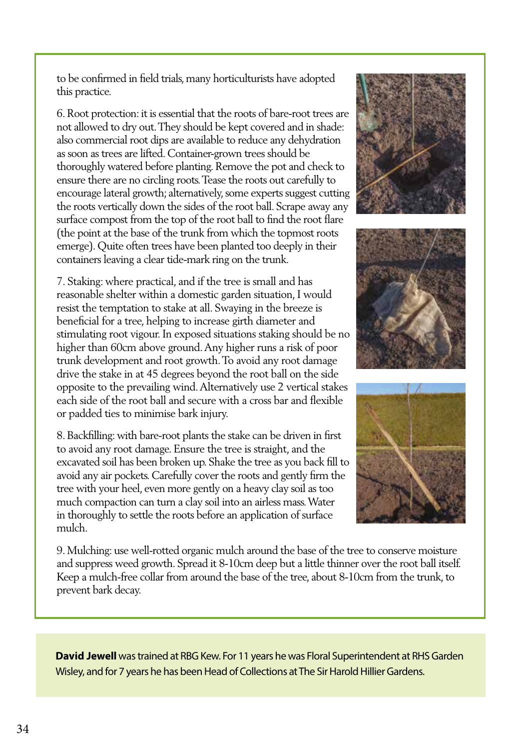to be confirmed in field trials, many horticulturists have adopted this practice.

6. Root protection: it is essential that the roots of bare-root trees are not allowed to dry out. They should be kept covered and in shade: also commercial root dips are available to reduce any dehydration as soon as trees are lifted. Container-grown trees should be thoroughly watered before planting. Remove the pot and check to ensure there are no circling roots. Tease the roots out carefully to encourage lateral growth; alternatively, some experts suggest cutting the roots vertically down the sides of the root ball. Scrape away any surface compost from the top of the root ball to find the root flare (the point at the base of the trunk from which the topmost roots emerge). Quite often trees have been planted too deeply in their containers leaving a clear tide-mark ring on the trunk.

7. Staking: where practical, and if the tree is small and has reasonable shelter within a domestic garden situation, I would resist the temptation to stake at all. Swaying in the breeze is beneficial for a tree, helping to increase girth diameter and stimulating root vigour. In exposed situations staking should be no higher than 60cm above ground. Any higher runs a risk of poor trunk development and root growth. To avoid any root damage drive the stake in at 45 degrees beyond the root ball on the side opposite to the prevailing wind. Alternatively use 2 vertical stakes each side of the root ball and secure with a cross bar and flexible or padded ties to minimise bark injury.

8. Backfilling: with bare-root plants the stake can be driven in first to avoid any root damage. Ensure the tree is straight, and the excavated soil has been broken up. Shake the tree as you back fill to avoid any air pockets. Carefully cover the roots and gently firm the tree with your heel, even more gently on a heavy clay soil as too much compaction can turn a clay soil into an airless mass. Water in thoroughly to settle the roots before an application of surface mulch.

9. Mulching: use well-rotted organic mulch around the base of the tree to conserve moisture and suppress weed growth. Spread it 8-10cm deep but a little thinner over the root ball itself. Keep a mulch-free collar from around the base of the tree, about 8-10cm from the trunk, to prevent bark decay.

**David Jewell** was trained at RBG Kew. For 11 years he was Floral Superintendent at RHS Garden Wisley, and for 7 years he has been Head of Collections at The Sir Harold Hillier Gardens.